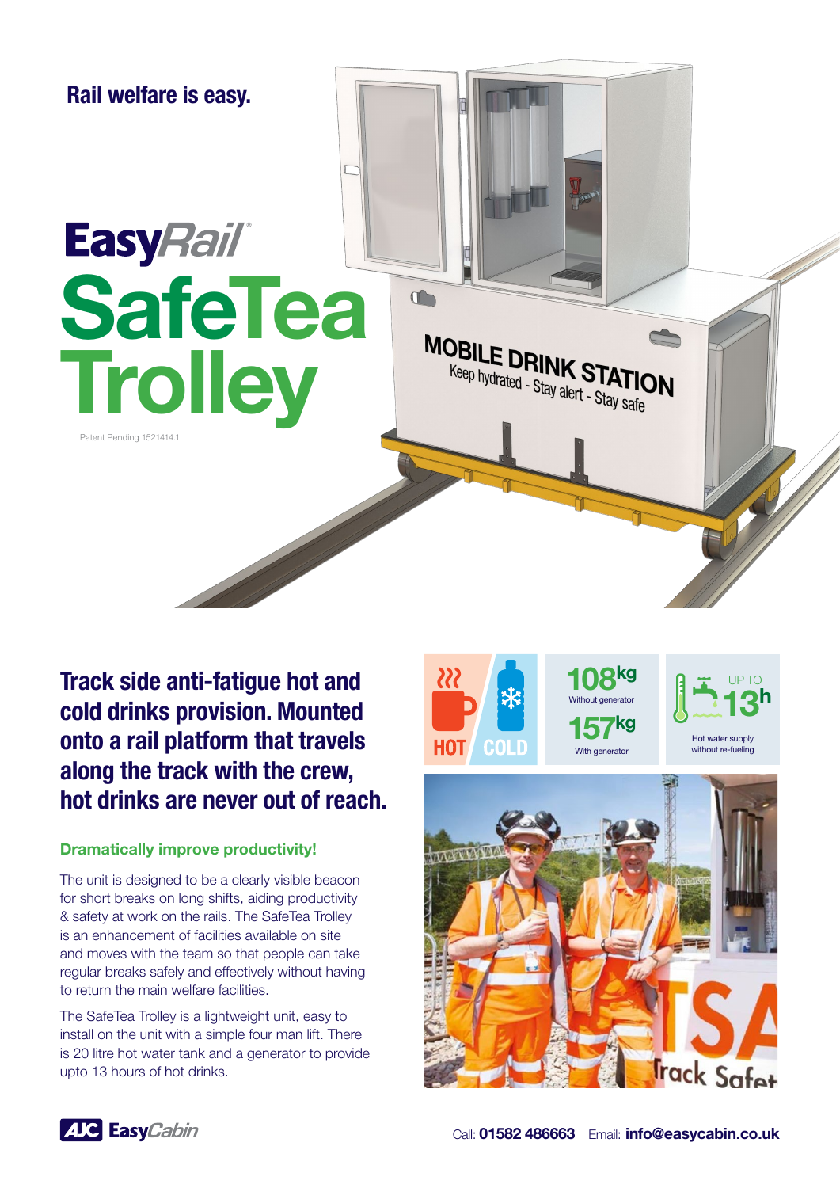Rail welfare is easy.

# EasyRail® SafeTea Trolley

Patent Pending 1521414.1

MOBILE DRINK STATION
Keep hydrated - Stay alert - Stay safe

## Track side anti-fatigue hot and cold drinks provision. Mounted onto a rail platform that travels along the track with the crew, hot drinks are never out of reach.

HOT COLD

108kg
Without generator

157kg
With generator

UP TO 13h
Hot water supply without re-fueling

### Dramatically improve productivity!

The unit is designed to be a clearly visible beacon for short breaks on long shifts, aiding productivity & safety at work on the rails. The SafeTea Trolley is an enhancement of facilities available on site and moves with the team so that people can take regular breaks safely and effectively without having to return the main welfare facilities.

The SafeTea Trolley is a lightweight unit, easy to install on the unit with a simple four man lift. There is 20 litre hot water tank and a generator to provide upto 13 hours of hot drinks.

AJC EasyCabin

Call: **01582 486663** Email: **info@easycabin.co.uk**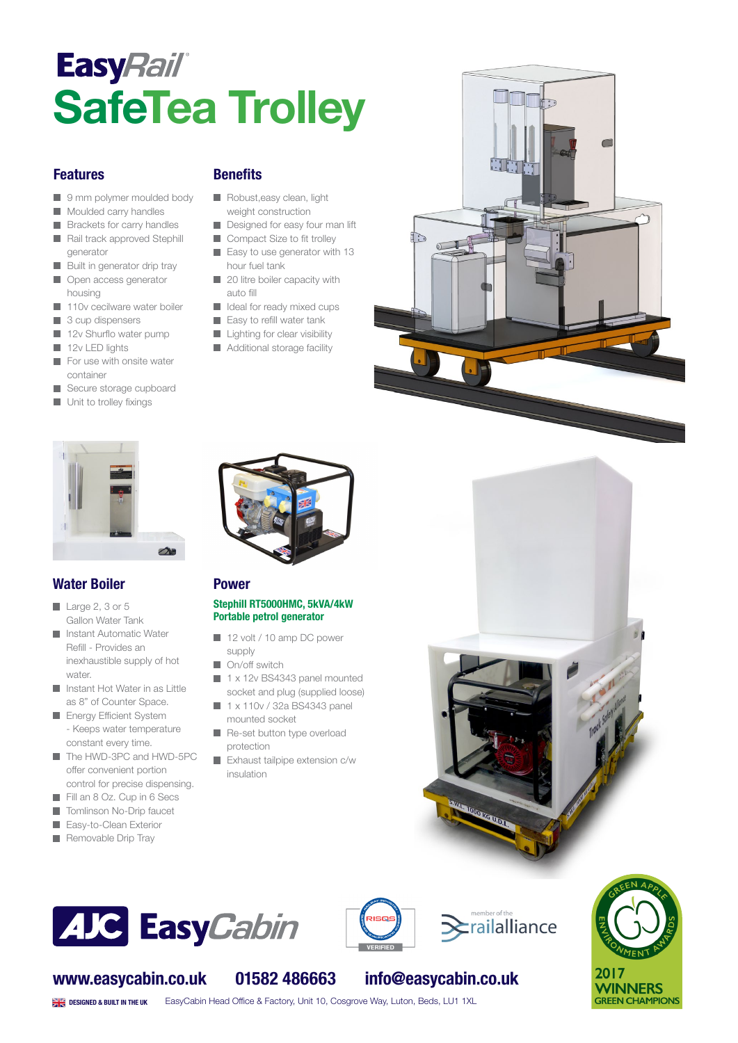# EasyRail SafeTea Trolley

## Features

- 9 mm polymer moulded body
- Moulded carry handles
- Brackets for carry handles
- Rail track approved Stephill generator
- Built in generator drip tray
- Open access generator housing
- 110v cecilware water boiler
- 3 cup dispensers
- 12v Shurflo water pump
- 12v LED lights
- For use with onsite water container
- Secure storage cupboard
- Unit to trolley fixings

## Benefits

- Robust,easy clean, light weight construction
- Designed for easy four man lift
- Compact Size to fit trolley
- Easy to use generator with 13 hour fuel tank
- 20 litre boiler capacity with auto fill
- Ideal for ready mixed cups
- Easy to refill water tank
- Lighting for clear visibility
- Additional storage facility

## Water Boiler

- Large 2, 3 or 5 Gallon Water Tank
- Instant Automatic Water Refill - Provides an inexhaustible supply of hot water.
- Instant Hot Water in as Little as 8" of Counter Space.
- Energy Efficient System - Keeps water temperature constant every time.
- The HWD-3PC and HWD-5PC offer convenient portion control for precise dispensing.
- Fill an 8 Oz. Cup in 6 Secs
- Tomlinson No-Drip faucet
- Easy-to-Clean Exterior
- Removable Drip Tray

## Power

### Stephill RT5000HMC, 5kVA/4kW Portable petrol generator

- 12 volt / 10 amp DC power supply
- On/off switch
- 1 x 12v BS4343 panel mounted socket and plug (supplied loose)
- 1 x 110v / 32a BS4343 panel mounted socket
- Re-set button type overload protection
- Exhaust tailpipe extension c/w insulation

AJC EasyCabin

RISQS VERIFIED

member of the railalliance

GREEN APPLE ENVIRONMENT AWARDS
2017 WINNERS
GREEN CHAMPIONS

**www.easycabin.co.uk** **01582 486663** **info@easycabin.co.uk**

DESIGNED & BUILT IN THE UK EasyCabin Head Office & Factory, Unit 10, Cosgrove Way, Luton, Beds, LU1 1XL